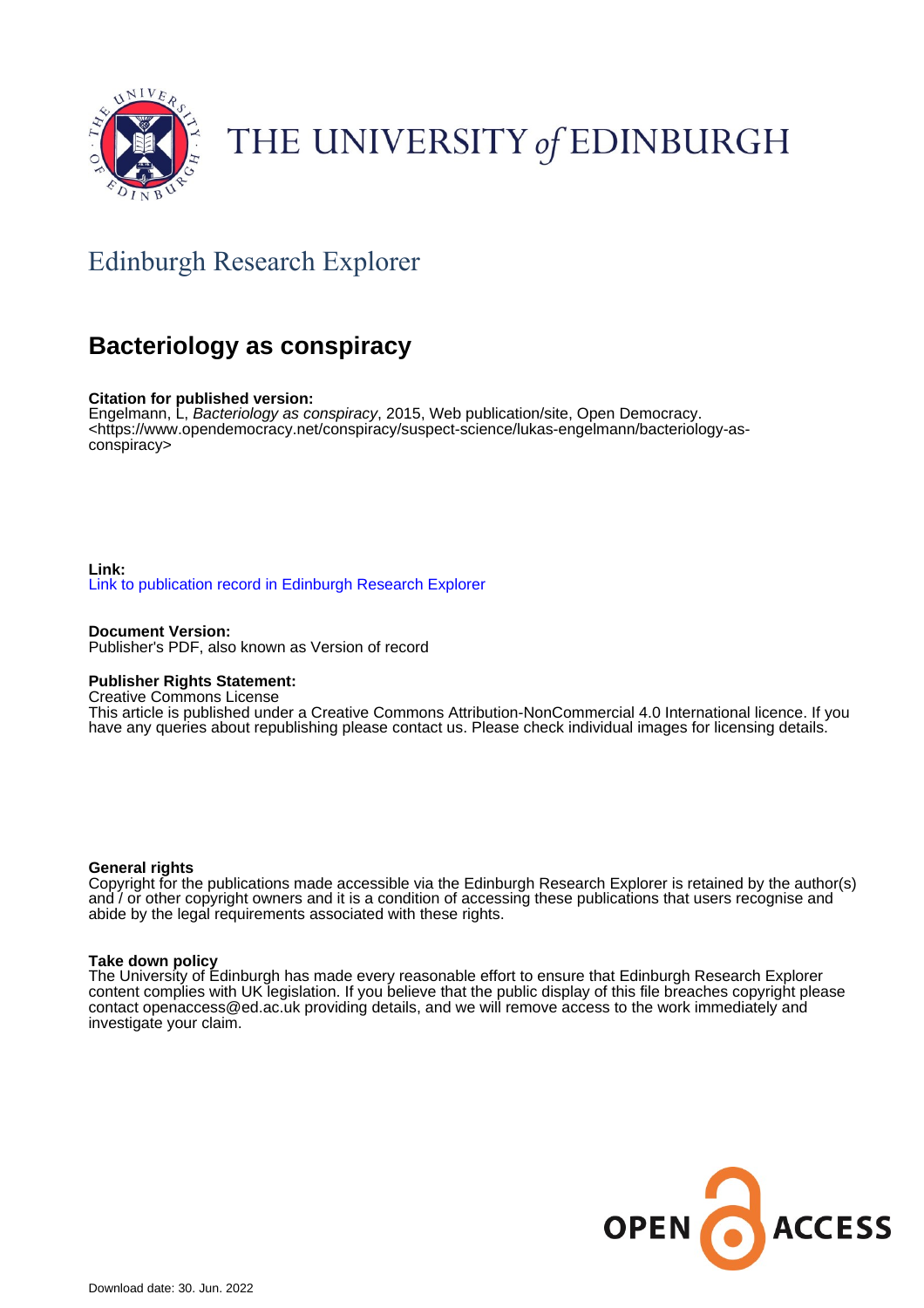THE UNIVERSITY *of* EDINBURGH

## Edinburgh Research Explorer

# Bacteriology as conspiracy

**Citation for published version:**
Engelmann, L, *Bacteriology as conspiracy*, 2015, Web publication/site, Open Democracy.
<https://www.opendemocracy.net/conspiracy/suspect-science/lukas-engelmann/bacteriology-as-conspiracy>

**Link:**
Link to publication record in Edinburgh Research Explorer

**Document Version:**
Publisher's PDF, also known as Version of record

**Publisher Rights Statement:**
Creative Commons License
This article is published under a Creative Commons Attribution-NonCommercial 4.0 International licence. If you have any queries about republishing please contact us. Please check individual images for licensing details.

**General rights**
Copyright for the publications made accessible via the Edinburgh Research Explorer is retained by the author(s) and / or other copyright owners and it is a condition of accessing these publications that users recognise and abide by the legal requirements associated with these rights.

**Take down policy**
The University of Edinburgh has made every reasonable effort to ensure that Edinburgh Research Explorer content complies with UK legislation. If you believe that the public display of this file breaches copyright please contact openaccess@ed.ac.uk providing details, and we will remove access to the work immediately and investigate your claim.

OPEN ACCESS

Download date: 30. Jun. 2022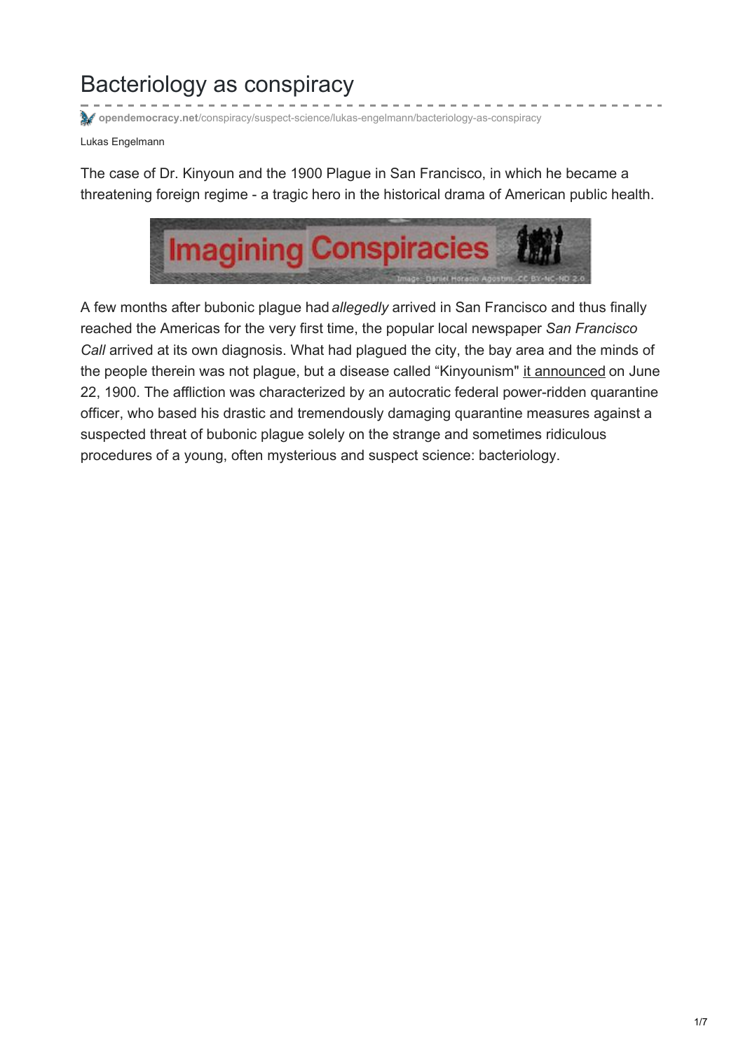# Bacteriology as conspiracy

opendemocracy.net/conspiracy/suspect-science/lukas-engelmann/bacteriology-as-conspiracy

Lukas Engelmann

The case of Dr. Kinyoun and the 1900 Plague in San Francisco, in which he became a threatening foreign regime - a tragic hero in the historical drama of American public health.

A few months after bubonic plague had *allegedly* arrived in San Francisco and thus finally reached the Americas for the very first time, the popular local newspaper *San Francisco Call* arrived at its own diagnosis. What had plagued the city, the bay area and the minds of the people therein was not plague, but a disease called "Kinyounism" it announced on June 22, 1900. The affliction was characterized by an autocratic federal power-ridden quarantine officer, who based his drastic and tremendously damaging quarantine measures against a suspected threat of bubonic plague solely on the strange and sometimes ridiculous procedures of a young, often mysterious and suspect science: bacteriology.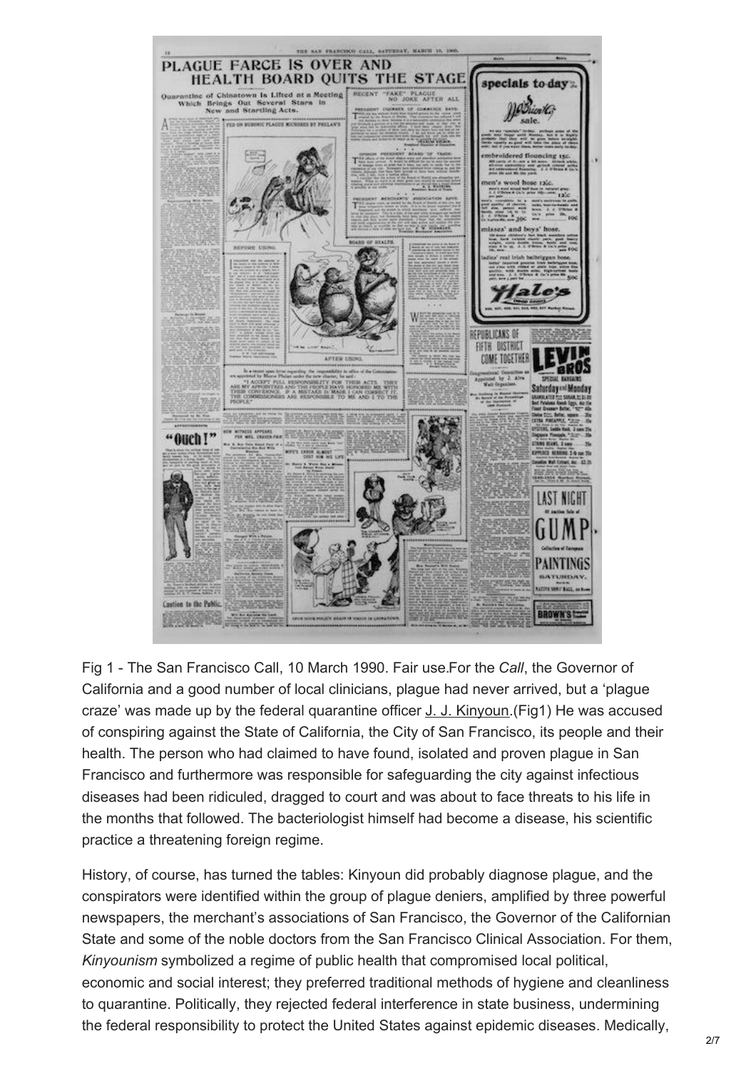Fig 1 - The San Francisco Call, 10 March 1990. Fair use.For the *Call*, the Governor of California and a good number of local clinicians, plague had never arrived, but a 'plague craze' was made up by the federal quarantine officer J. J. Kinyoun.(Fig1) He was accused of conspiring against the State of California, the City of San Francisco, its people and their health. The person who had claimed to have found, isolated and proven plague in San Francisco and furthermore was responsible for safeguarding the city against infectious diseases had been ridiculed, dragged to court and was about to face threats to his life in the months that followed. The bacteriologist himself had become a disease, his scientific practice a threatening foreign regime.

History, of course, has turned the tables: Kinyoun did probably diagnose plague, and the conspirators were identified within the group of plague deniers, amplified by three powerful newspapers, the merchant's associations of San Francisco, the Governor of the Californian State and some of the noble doctors from the San Francisco Clinical Association. For them, *Kinyounism* symbolized a regime of public health that compromised local political, economic and social interest; they preferred traditional methods of hygiene and cleanliness to quarantine. Politically, they rejected federal interference in state business, undermining the federal responsibility to protect the United States against epidemic diseases. Medically,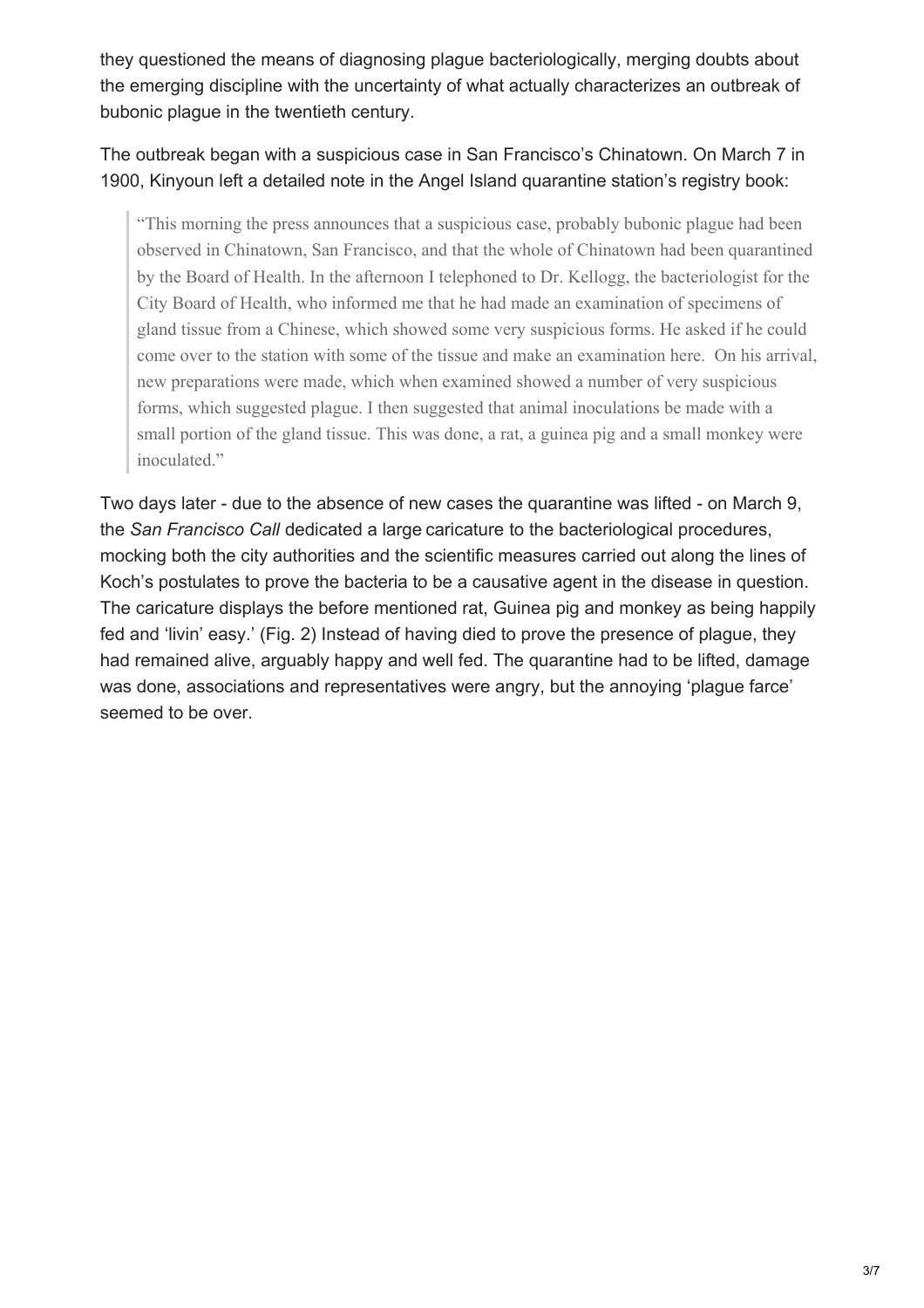they questioned the means of diagnosing plague bacteriologically, merging doubts about the emerging discipline with the uncertainty of what actually characterizes an outbreak of bubonic plague in the twentieth century.

The outbreak began with a suspicious case in San Francisco's Chinatown. On March 7 in 1900, Kinyoun left a detailed note in the Angel Island quarantine station's registry book:

> "This morning the press announces that a suspicious case, probably bubonic plague had been observed in Chinatown, San Francisco, and that the whole of Chinatown had been quarantined by the Board of Health. In the afternoon I telephoned to Dr. Kellogg, the bacteriologist for the City Board of Health, who informed me that he had made an examination of specimens of gland tissue from a Chinese, which showed some very suspicious forms. He asked if he could come over to the station with some of the tissue and make an examination here. On his arrival, new preparations were made, which when examined showed a number of very suspicious forms, which suggested plague. I then suggested that animal inoculations be made with a small portion of the gland tissue. This was done, a rat, a guinea pig and a small monkey were inoculated."

Two days later - due to the absence of new cases the quarantine was lifted - on March 9, the *San Francisco Call* dedicated a large caricature to the bacteriological procedures, mocking both the city authorities and the scientific measures carried out along the lines of Koch's postulates to prove the bacteria to be a causative agent in the disease in question. The caricature displays the before mentioned rat, Guinea pig and monkey as being happily fed and 'livin' easy.' (Fig. 2) Instead of having died to prove the presence of plague, they had remained alive, arguably happy and well fed. The quarantine had to be lifted, damage was done, associations and representatives were angry, but the annoying 'plague farce' seemed to be over.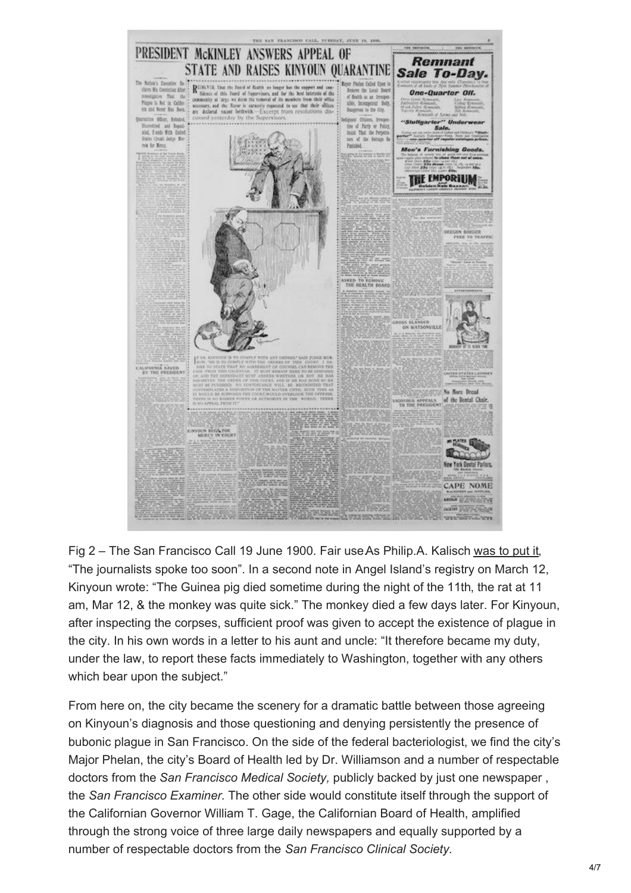Fig 2 – The San Francisco Call 19 June 1900. Fair use As Philip.A. Kalisch was to put it, "The journalists spoke too soon". In a second note in Angel Island's registry on March 12, Kinyoun wrote: "The Guinea pig died sometime during the night of the 11th, the rat at 11 am, Mar 12, & the monkey was quite sick." The monkey died a few days later. For Kinyoun, after inspecting the corpses, sufficient proof was given to accept the existence of plague in the city. In his own words in a letter to his aunt and uncle: "It therefore became my duty, under the law, to report these facts immediately to Washington, together with any others which bear upon the subject."

From here on, the city became the scenery for a dramatic battle between those agreeing on Kinyoun's diagnosis and those questioning and denying persistently the presence of bubonic plague in San Francisco. On the side of the federal bacteriologist, we find the city's Major Phelan, the city's Board of Health led by Dr. Williamson and a number of respectable doctors from the *San Francisco Medical Society,* publicly backed by just one newspaper , the *San Francisco Examiner*. The other side would constitute itself through the support of the Californian Governor William T. Gage, the Californian Board of Health, amplified through the strong voice of three large daily newspapers and equally supported by a number of respectable doctors from the *San Francisco Clinical Society.*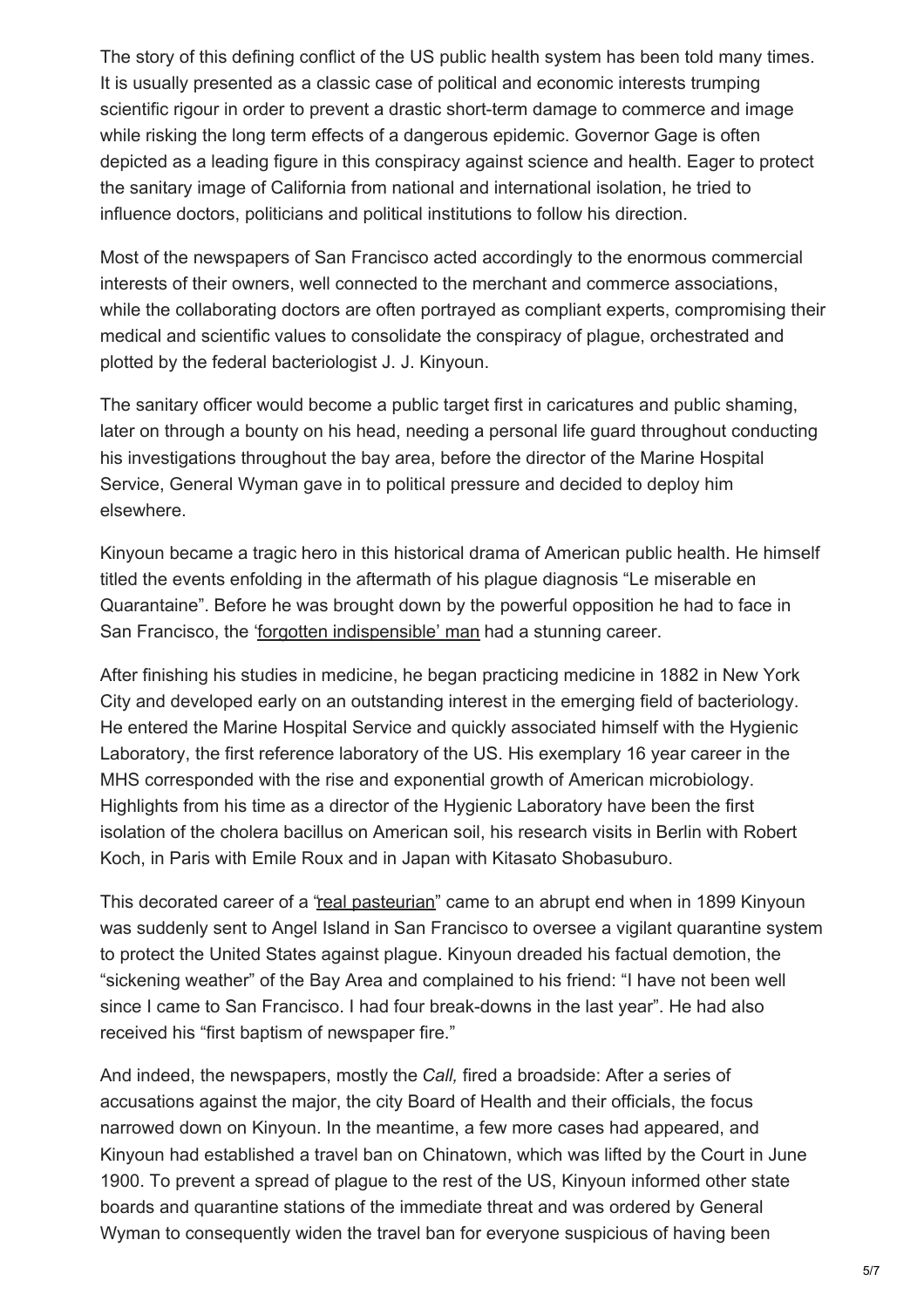The story of this defining conflict of the US public health system has been told many times. It is usually presented as a classic case of political and economic interests trumping scientific rigour in order to prevent a drastic short-term damage to commerce and image while risking the long term effects of a dangerous epidemic. Governor Gage is often depicted as a leading figure in this conspiracy against science and health. Eager to protect the sanitary image of California from national and international isolation, he tried to influence doctors, politicians and political institutions to follow his direction.

Most of the newspapers of San Francisco acted accordingly to the enormous commercial interests of their owners, well connected to the merchant and commerce associations, while the collaborating doctors are often portrayed as compliant experts, compromising their medical and scientific values to consolidate the conspiracy of plague, orchestrated and plotted by the federal bacteriologist J. J. Kinyoun.

The sanitary officer would become a public target first in caricatures and public shaming, later on through a bounty on his head, needing a personal life guard throughout conducting his investigations throughout the bay area, before the director of the Marine Hospital Service, General Wyman gave in to political pressure and decided to deploy him elsewhere.

Kinyoun became a tragic hero in this historical drama of American public health. He himself titled the events enfolding in the aftermath of his plague diagnosis "Le miserable en Quarantaine". Before he was brought down by the powerful opposition he had to face in San Francisco, the 'forgotten indispensible' man had a stunning career.

After finishing his studies in medicine, he began practicing medicine in 1882 in New York City and developed early on an outstanding interest in the emerging field of bacteriology. He entered the Marine Hospital Service and quickly associated himself with the Hygienic Laboratory, the first reference laboratory of the US. His exemplary 16 year career in the MHS corresponded with the rise and exponential growth of American microbiology. Highlights from his time as a director of the Hygienic Laboratory have been the first isolation of the cholera bacillus on American soil, his research visits in Berlin with Robert Koch, in Paris with Emile Roux and in Japan with Kitasato Shobasuburo.

This decorated career of a "real pasteurian" came to an abrupt end when in 1899 Kinyoun was suddenly sent to Angel Island in San Francisco to oversee a vigilant quarantine system to protect the United States against plague. Kinyoun dreaded his factual demotion, the "sickening weather" of the Bay Area and complained to his friend: "I have not been well since I came to San Francisco. I had four break-downs in the last year". He had also received his "first baptism of newspaper fire."

And indeed, the newspapers, mostly the *Call,* fired a broadside: After a series of accusations against the major, the city Board of Health and their officials, the focus narrowed down on Kinyoun. In the meantime, a few more cases had appeared, and Kinyoun had established a travel ban on Chinatown, which was lifted by the Court in June 1900. To prevent a spread of plague to the rest of the US, Kinyoun informed other state boards and quarantine stations of the immediate threat and was ordered by General Wyman to consequently widen the travel ban for everyone suspicious of having been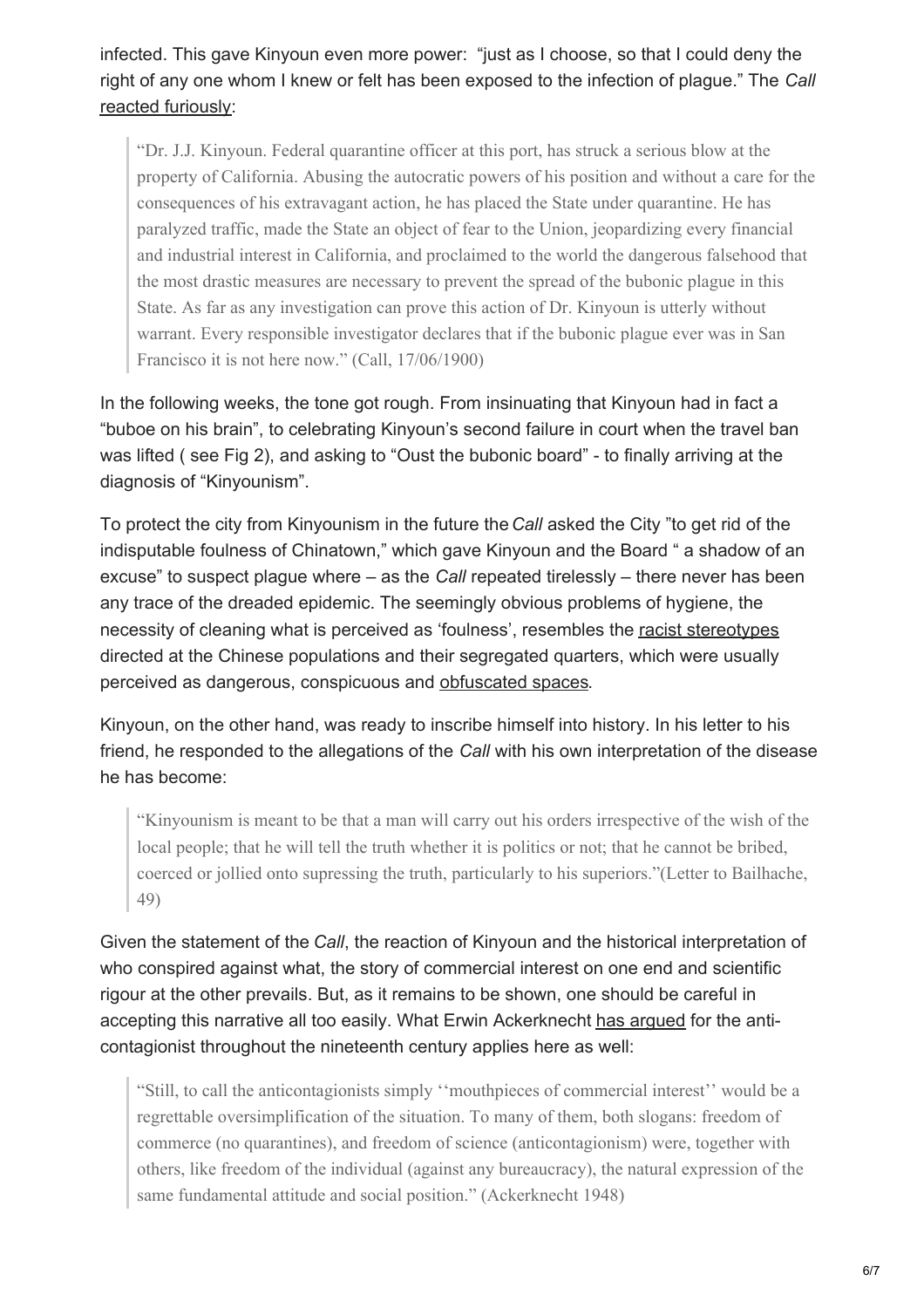infected. This gave Kinyoun even more power: "just as I choose, so that I could deny the right of any one whom I knew or felt has been exposed to the infection of plague." The *Call* reacted furiously:

> "Dr. J.J. Kinyoun. Federal quarantine officer at this port, has struck a serious blow at the property of California. Abusing the autocratic powers of his position and without a care for the consequences of his extravagant action, he has placed the State under quarantine. He has paralyzed traffic, made the State an object of fear to the Union, jeopardizing every financial and industrial interest in California, and proclaimed to the world the dangerous falsehood that the most drastic measures are necessary to prevent the spread of the bubonic plague in this State. As far as any investigation can prove this action of Dr. Kinyoun is utterly without warrant. Every responsible investigator declares that if the bubonic plague ever was in San Francisco it is not here now." (Call, 17/06/1900)

In the following weeks, the tone got rough. From insinuating that Kinyoun had in fact a "buboe on his brain", to celebrating Kinyoun's second failure in court when the travel ban was lifted ( see Fig 2), and asking to "Oust the bubonic board" - to finally arriving at the diagnosis of "Kinyounism".

To protect the city from Kinyounism in the future the *Call* asked the City "to get rid of the indisputable foulness of Chinatown," which gave Kinyoun and the Board " a shadow of an excuse" to suspect plague where – as the *Call* repeated tirelessly – there never has been any trace of the dreaded epidemic. The seemingly obvious problems of hygiene, the necessity of cleaning what is perceived as 'foulness', resembles the racist stereotypes directed at the Chinese populations and their segregated quarters, which were usually perceived as dangerous, conspicuous and obfuscated spaces.

Kinyoun, on the other hand, was ready to inscribe himself into history. In his letter to his friend, he responded to the allegations of the *Call* with his own interpretation of the disease he has become:

> "Kinyounism is meant to be that a man will carry out his orders irrespective of the wish of the local people; that he will tell the truth whether it is politics or not; that he cannot be bribed, coerced or jollied onto supressing the truth, particularly to his superiors."(Letter to Bailhache, 49)

Given the statement of the *Call*, the reaction of Kinyoun and the historical interpretation of who conspired against what, the story of commercial interest on one end and scientific rigour at the other prevails. But, as it remains to be shown, one should be careful in accepting this narrative all too easily. What Erwin Ackerknecht has argued for the anti-contagionist throughout the nineteenth century applies here as well:

> "Still, to call the anticontagionists simply ''mouthpieces of commercial interest'' would be a regrettable oversimplification of the situation. To many of them, both slogans: freedom of commerce (no quarantines), and freedom of science (anticontagionism) were, together with others, like freedom of the individual (against any bureaucracy), the natural expression of the same fundamental attitude and social position." (Ackerknecht 1948)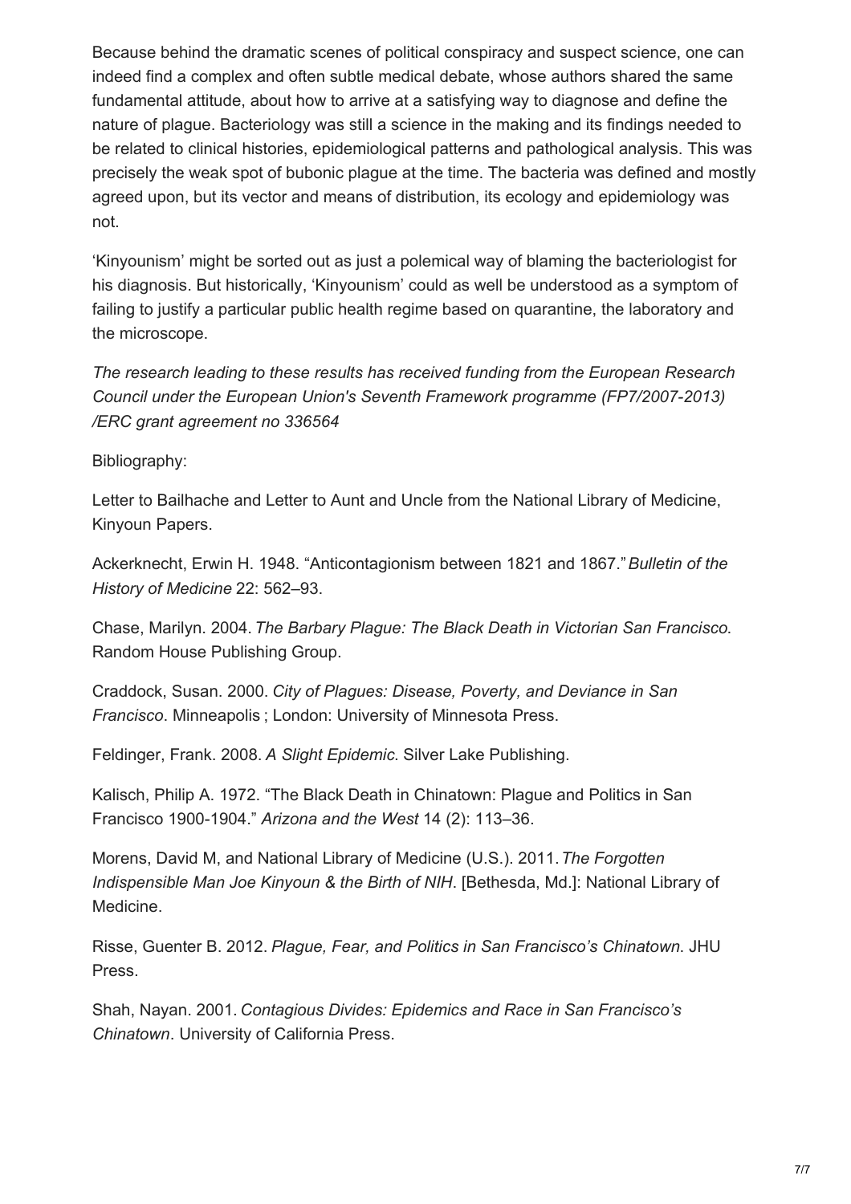Because behind the dramatic scenes of political conspiracy and suspect science, one can indeed find a complex and often subtle medical debate, whose authors shared the same fundamental attitude, about how to arrive at a satisfying way to diagnose and define the nature of plague. Bacteriology was still a science in the making and its findings needed to be related to clinical histories, epidemiological patterns and pathological analysis. This was precisely the weak spot of bubonic plague at the time. The bacteria was defined and mostly agreed upon, but its vector and means of distribution, its ecology and epidemiology was not.

'Kinyounism' might be sorted out as just a polemical way of blaming the bacteriologist for his diagnosis. But historically, 'Kinyounism' could as well be understood as a symptom of failing to justify a particular public health regime based on quarantine, the laboratory and the microscope.

*The research leading to these results has received funding from the European Research Council under the European Union's Seventh Framework programme (FP7/2007-2013) /ERC grant agreement no 336564*

Bibliography:

Letter to Bailhache and Letter to Aunt and Uncle from the National Library of Medicine, Kinyoun Papers.

Ackerknecht, Erwin H. 1948. "Anticontagionism between 1821 and 1867." *Bulletin of the History of Medicine* 22: 562–93.

Chase, Marilyn. 2004. *The Barbary Plague: The Black Death in Victorian San Francisco.* Random House Publishing Group.

Craddock, Susan. 2000. *City of Plagues: Disease, Poverty, and Deviance in San Francisco*. Minneapolis ; London: University of Minnesota Press.

Feldinger, Frank. 2008. *A Slight Epidemic*. Silver Lake Publishing.

Kalisch, Philip A. 1972. "The Black Death in Chinatown: Plague and Politics in San Francisco 1900-1904." *Arizona and the West* 14 (2): 113–36.

Morens, David M, and National Library of Medicine (U.S.). 2011. *The Forgotten Indispensible Man Joe Kinyoun & the Birth of NIH*. [Bethesda, Md.]: National Library of Medicine.

Risse, Guenter B. 2012. *Plague, Fear, and Politics in San Francisco's Chinatown*. JHU Press.

Shah, Nayan. 2001. *Contagious Divides: Epidemics and Race in San Francisco's Chinatown*. University of California Press.